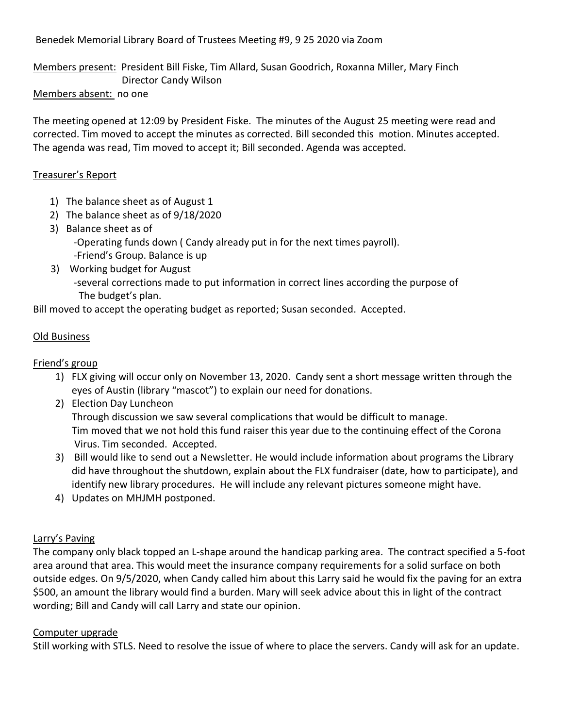Benedek Memorial Library Board of Trustees Meeting #9, 9 25 2020 via Zoom

Members present: President Bill Fiske, Tim Allard, Susan Goodrich, Roxanna Miller, Mary Finch
Director Candy Wilson

Members absent: no one

The meeting opened at 12:09 by President Fiske. The minutes of the August 25 meeting were read and corrected. Tim moved to accept the minutes as corrected. Bill seconded this motion. Minutes accepted. The agenda was read, Tim moved to accept it; Bill seconded. Agenda was accepted.

Treasurer's Report

1) The balance sheet as of August 1
2) The balance sheet as of 9/18/2020
3) Balance sheet as of
   - -Operating funds down ( Candy already put in for the next times payroll).
   - -Friend's Group. Balance is up
3) Working budget for August
   - -several corrections made to put information in correct lines according the purpose of The budget's plan.

Bill moved to accept the operating budget as reported; Susan seconded. Accepted.

Old Business

Friend's group

1) FLX giving will occur only on November 13, 2020. Candy sent a short message written through the eyes of Austin (library "mascot") to explain our need for donations.
2) Election Day Luncheon
   Through discussion we saw several complications that would be difficult to manage.
   Tim moved that we not hold this fund raiser this year due to the continuing effect of the Corona Virus. Tim seconded. Accepted.
3) Bill would like to send out a Newsletter. He would include information about programs the Library did have throughout the shutdown, explain about the FLX fundraiser (date, how to participate), and identify new library procedures. He will include any relevant pictures someone might have.
4) Updates on MHJMH postponed.

Larry's Paving

The company only black topped an L-shape around the handicap parking area. The contract specified a 5-foot area around that area. This would meet the insurance company requirements for a solid surface on both outside edges. On 9/5/2020, when Candy called him about this Larry said he would fix the paving for an extra \$500, an amount the library would find a burden. Mary will seek advice about this in light of the contract wording; Bill and Candy will call Larry and state our opinion.

Computer upgrade

Still working with STLS. Need to resolve the issue of where to place the servers. Candy will ask for an update.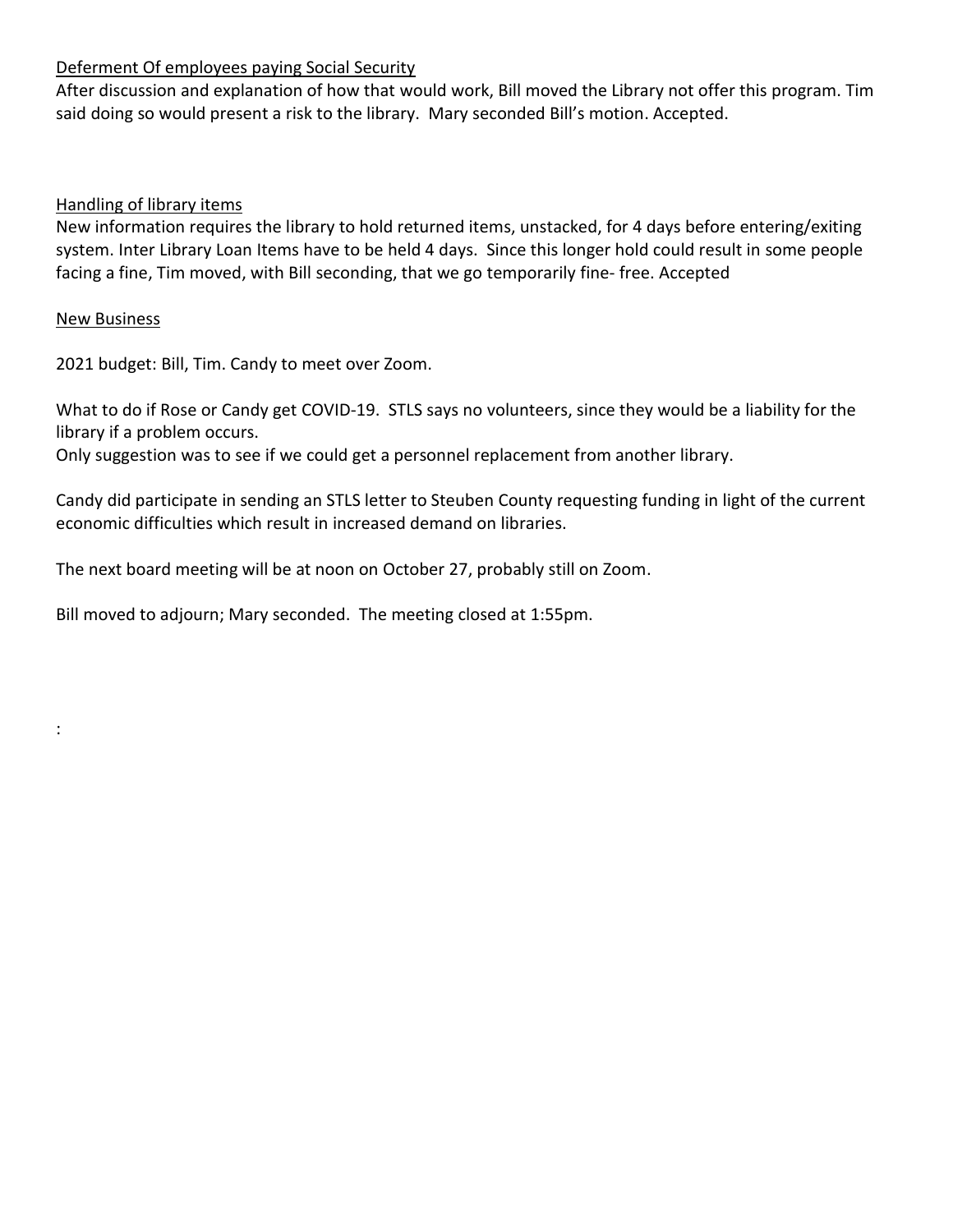Deferment Of employees paying Social Security

After discussion and explanation of how that would work, Bill moved the Library not offer this program. Tim said doing so would present a risk to the library. Mary seconded Bill's motion. Accepted.

Handling of library items

New information requires the library to hold returned items, unstacked, for 4 days before entering/exiting system. Inter Library Loan Items have to be held 4 days. Since this longer hold could result in some people facing a fine, Tim moved, with Bill seconding, that we go temporarily fine- free. Accepted

New Business

2021 budget: Bill, Tim. Candy to meet over Zoom.

What to do if Rose or Candy get COVID-19. STLS says no volunteers, since they would be a liability for the library if a problem occurs.
Only suggestion was to see if we could get a personnel replacement from another library.

Candy did participate in sending an STLS letter to Steuben County requesting funding in light of the current economic difficulties which result in increased demand on libraries.

The next board meeting will be at noon on October 27, probably still on Zoom.

Bill moved to adjourn; Mary seconded. The meeting closed at 1:55pm.

: